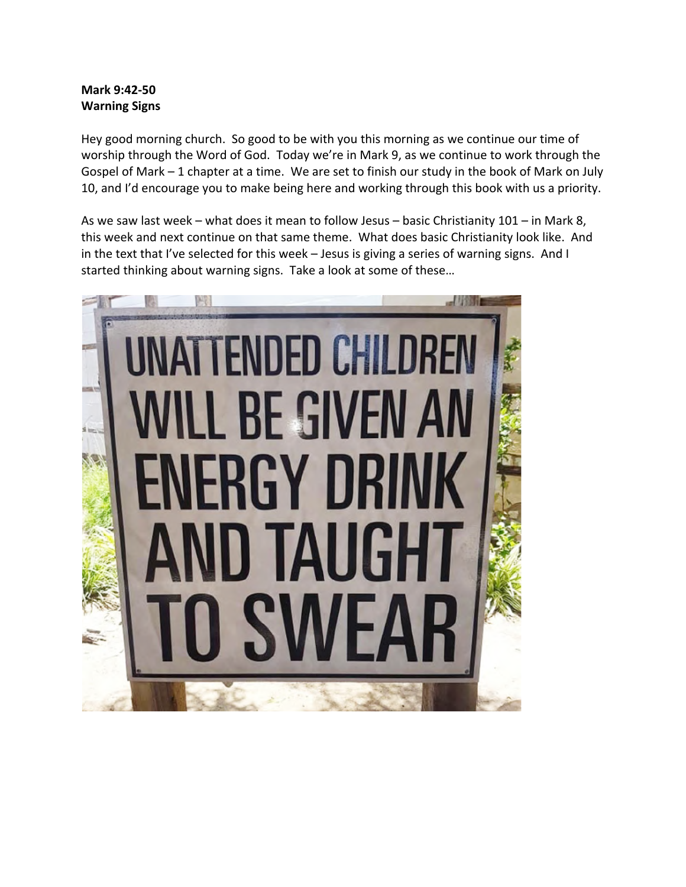**Mark 9:42-50**
**Warning Signs**

Hey good morning church. So good to be with you this morning as we continue our time of worship through the Word of God. Today we're in Mark 9, as we continue to work through the Gospel of Mark – 1 chapter at a time. We are set to finish our study in the book of Mark on July 10, and I'd encourage you to make being here and working through this book with us a priority.

As we saw last week – what does it mean to follow Jesus – basic Christianity 101 – in Mark 8, this week and next continue on that same theme. What does basic Christianity look like. And in the text that I've selected for this week – Jesus is giving a series of warning signs. And I started thinking about warning signs. Take a look at some of these…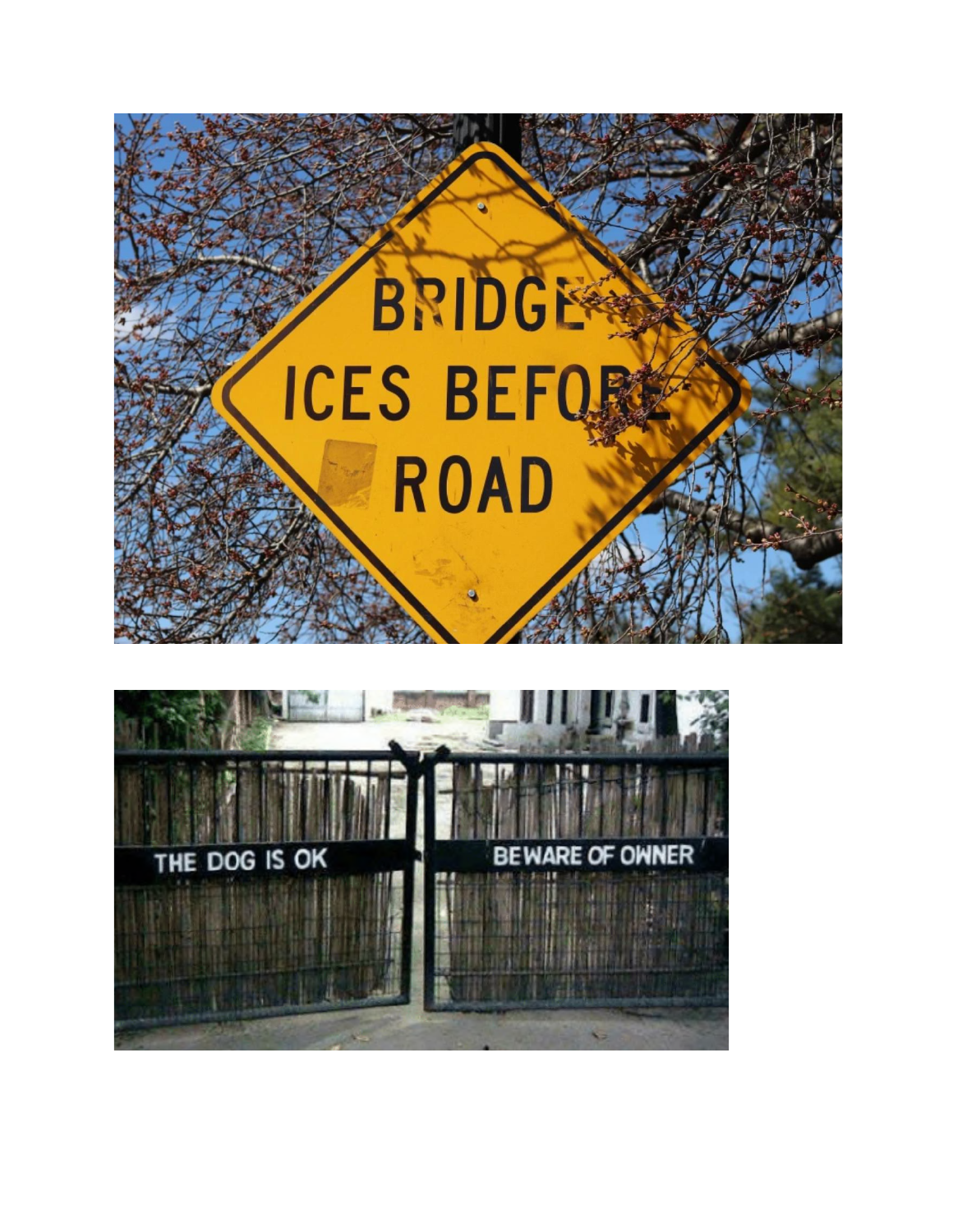BRIDGE
ICES BEFORE
ROAD

THE DOG IS OK

BEWARE OF OWNER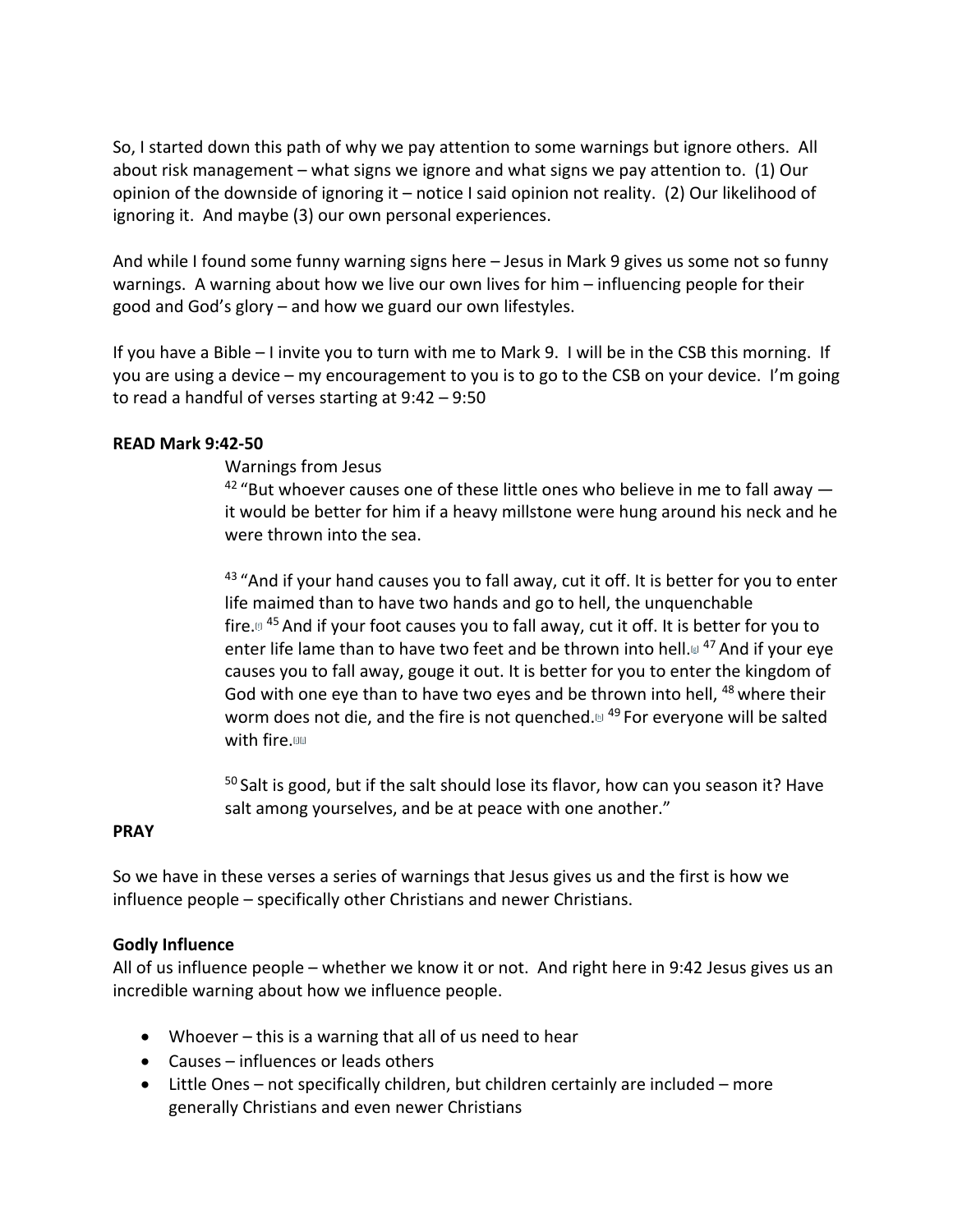So, I started down this path of why we pay attention to some warnings but ignore others. All about risk management – what signs we ignore and what signs we pay attention to. (1) Our opinion of the downside of ignoring it – notice I said opinion not reality. (2) Our likelihood of ignoring it. And maybe (3) our own personal experiences.

And while I found some funny warning signs here – Jesus in Mark 9 gives us some not so funny warnings. A warning about how we live our own lives for him – influencing people for their good and God's glory – and how we guard our own lifestyles.

If you have a Bible – I invite you to turn with me to Mark 9. I will be in the CSB this morning. If you are using a device – my encouragement to you is to go to the CSB on your device. I'm going to read a handful of verses starting at 9:42 – 9:50

**READ Mark 9:42-50**

> Warnings from Jesus
>
> 42 "But whoever causes one of these little ones who believe in me to fall away — it would be better for him if a heavy millstone were hung around his neck and he were thrown into the sea.
>
> 43 "And if your hand causes you to fall away, cut it off. It is better for you to enter life maimed than to have two hands and go to hell, the unquenchable fire.[f] 45 And if your foot causes you to fall away, cut it off. It is better for you to enter life lame than to have two feet and be thrown into hell.[g] 47 And if your eye causes you to fall away, gouge it out. It is better for you to enter the kingdom of God with one eye than to have two eyes and be thrown into hell, 48 where their worm does not die, and the fire is not quenched.[h] 49 For everyone will be salted with fire.[i][j]
>
> 50 Salt is good, but if the salt should lose its flavor, how can you season it? Have salt among yourselves, and be at peace with one another."

**PRAY**

So we have in these verses a series of warnings that Jesus gives us and the first is how we influence people – specifically other Christians and newer Christians.

**Godly Influence**

All of us influence people – whether we know it or not. And right here in 9:42 Jesus gives us an incredible warning about how we influence people.

- Whoever – this is a warning that all of us need to hear
- Causes – influences or leads others
- Little Ones – not specifically children, but children certainly are included – more generally Christians and even newer Christians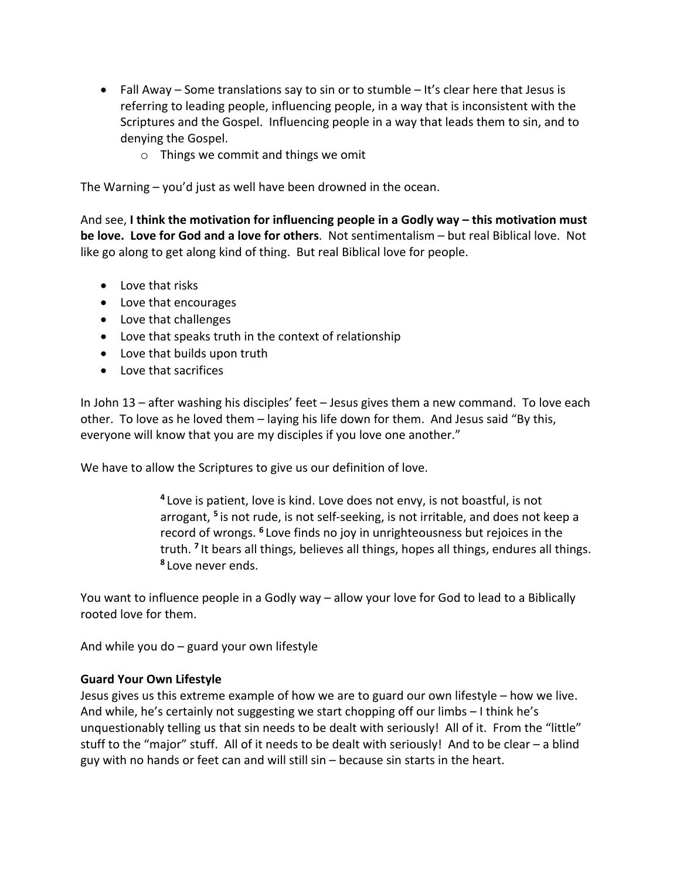- Fall Away – Some translations say to sin or to stumble – It's clear here that Jesus is referring to leading people, influencing people, in a way that is inconsistent with the Scriptures and the Gospel. Influencing people in a way that leads them to sin, and to denying the Gospel.
    - Things we commit and things we omit

The Warning – you'd just as well have been drowned in the ocean.

And see, **I think the motivation for influencing people in a Godly way – this motivation must be love. Love for God and a love for others**. Not sentimentalism – but real Biblical love. Not like go along to get along kind of thing. But real Biblical love for people.

- Love that risks
- Love that encourages
- Love that challenges
- Love that speaks truth in the context of relationship
- Love that builds upon truth
- Love that sacrifices

In John 13 – after washing his disciples' feet – Jesus gives them a new command. To love each other. To love as he loved them – laying his life down for them. And Jesus said "By this, everyone will know that you are my disciples if you love one another."

We have to allow the Scriptures to give us our definition of love.

> **4** Love is patient, love is kind. Love does not envy, is not boastful, is not arrogant, **5** is not rude, is not self-seeking, is not irritable, and does not keep a record of wrongs. **6** Love finds no joy in unrighteousness but rejoices in the truth. **7** It bears all things, believes all things, hopes all things, endures all things. **8** Love never ends.

You want to influence people in a Godly way – allow your love for God to lead to a Biblically rooted love for them.

And while you do – guard your own lifestyle

**Guard Your Own Lifestyle**

Jesus gives us this extreme example of how we are to guard our own lifestyle – how we live. And while, he's certainly not suggesting we start chopping off our limbs – I think he's unquestionably telling us that sin needs to be dealt with seriously! All of it. From the "little" stuff to the "major" stuff. All of it needs to be dealt with seriously! And to be clear – a blind guy with no hands or feet can and will still sin – because sin starts in the heart.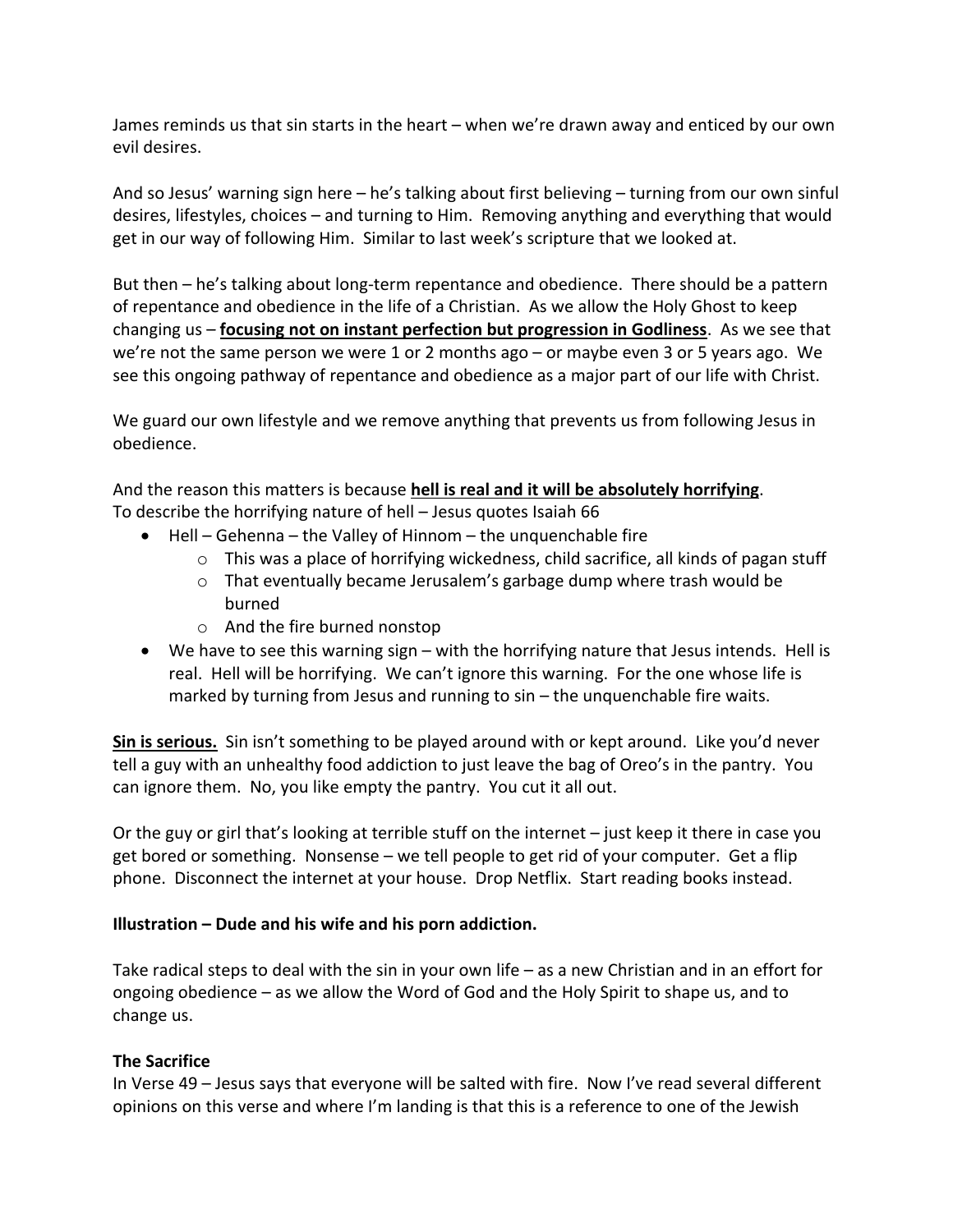James reminds us that sin starts in the heart – when we're drawn away and enticed by our own evil desires.

And so Jesus' warning sign here – he's talking about first believing – turning from our own sinful desires, lifestyles, choices – and turning to Him. Removing anything and everything that would get in our way of following Him. Similar to last week's scripture that we looked at.

But then – he's talking about long-term repentance and obedience. There should be a pattern of repentance and obedience in the life of a Christian. As we allow the Holy Ghost to keep changing us – **<u>focusing not on instant perfection but progression in Godliness</u>**. As we see that we're not the same person we were 1 or 2 months ago – or maybe even 3 or 5 years ago. We see this ongoing pathway of repentance and obedience as a major part of our life with Christ.

We guard our own lifestyle and we remove anything that prevents us from following Jesus in obedience.

And the reason this matters is because **<u>hell is real and it will be absolutely horrifying</u>**.
To describe the horrifying nature of hell – Jesus quotes Isaiah 66

- Hell – Gehenna – the Valley of Hinnom – the unquenchable fire
    - This was a place of horrifying wickedness, child sacrifice, all kinds of pagan stuff
    - That eventually became Jerusalem's garbage dump where trash would be burned
    - And the fire burned nonstop
- We have to see this warning sign – with the horrifying nature that Jesus intends. Hell is real. Hell will be horrifying. We can't ignore this warning. For the one whose life is marked by turning from Jesus and running to sin – the unquenchable fire waits.

**<u>Sin is serious.</u>** Sin isn't something to be played around with or kept around. Like you'd never tell a guy with an unhealthy food addiction to just leave the bag of Oreo's in the pantry. You can ignore them. No, you like empty the pantry. You cut it all out.

Or the guy or girl that's looking at terrible stuff on the internet – just keep it there in case you get bored or something. Nonsense – we tell people to get rid of your computer. Get a flip phone. Disconnect the internet at your house. Drop Netflix. Start reading books instead.

**Illustration – Dude and his wife and his porn addiction.**

Take radical steps to deal with the sin in your own life – as a new Christian and in an effort for ongoing obedience – as we allow the Word of God and the Holy Spirit to shape us, and to change us.

**The Sacrifice**
In Verse 49 – Jesus says that everyone will be salted with fire. Now I've read several different opinions on this verse and where I'm landing is that this is a reference to one of the Jewish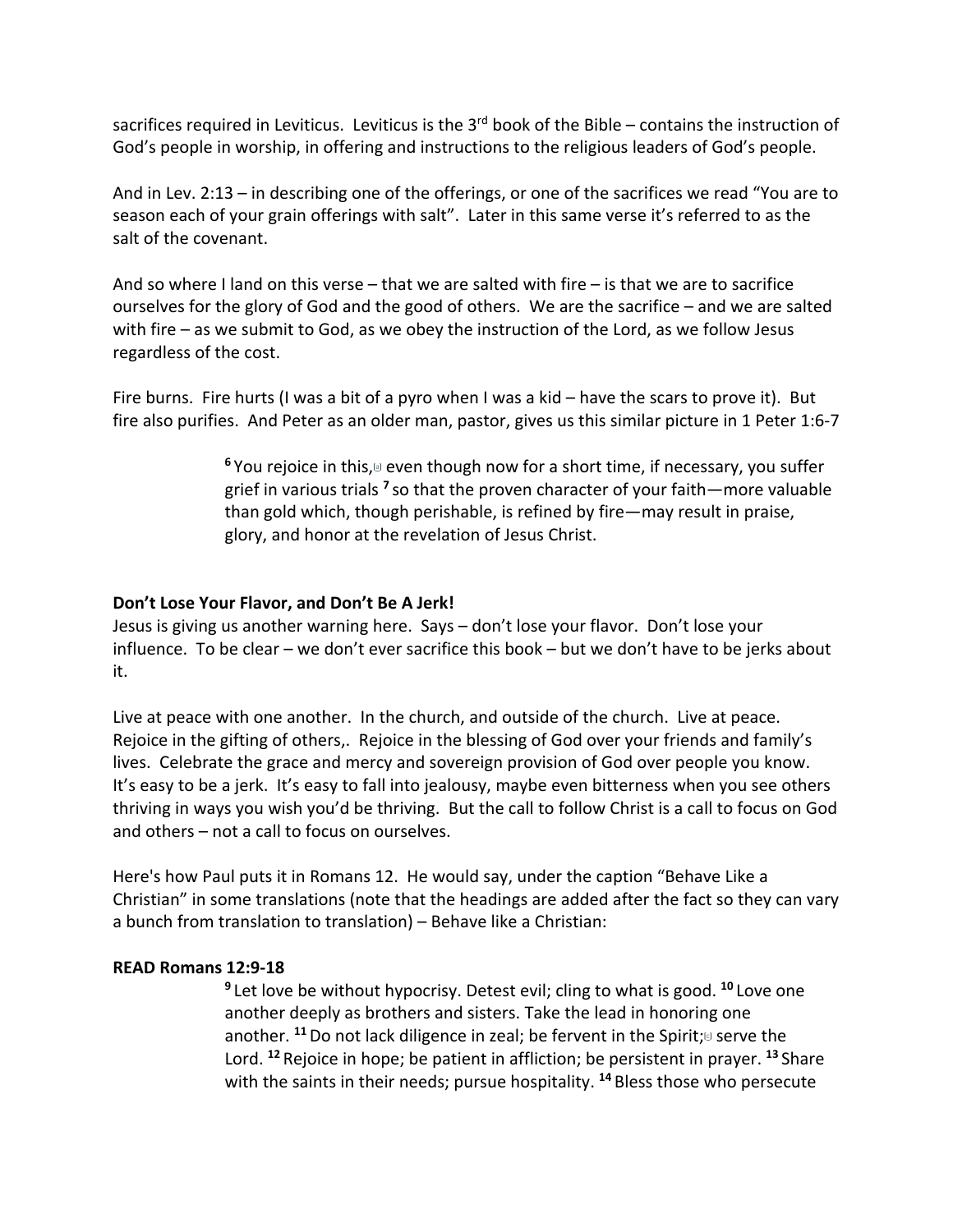sacrifices required in Leviticus. Leviticus is the 3rd book of the Bible – contains the instruction of God's people in worship, in offering and instructions to the religious leaders of God's people.

And in Lev. 2:13 – in describing one of the offerings, or one of the sacrifices we read "You are to season each of your grain offerings with salt". Later in this same verse it's referred to as the salt of the covenant.

And so where I land on this verse – that we are salted with fire – is that we are to sacrifice ourselves for the glory of God and the good of others. We are the sacrifice – and we are salted with fire – as we submit to God, as we obey the instruction of the Lord, as we follow Jesus regardless of the cost.

Fire burns. Fire hurts (I was a bit of a pyro when I was a kid – have the scars to prove it). But fire also purifies. And Peter as an older man, pastor, gives us this similar picture in 1 Peter 1:6-7

> [6] You rejoice in this,[a] even though now for a short time, if necessary, you suffer grief in various trials [7] so that the proven character of your faith—more valuable than gold which, though perishable, is refined by fire—may result in praise, glory, and honor at the revelation of Jesus Christ.

**Don't Lose Your Flavor, and Don't Be A Jerk!**

Jesus is giving us another warning here. Says – don't lose your flavor. Don't lose your influence. To be clear – we don't ever sacrifice this book – but we don't have to be jerks about it.

Live at peace with one another. In the church, and outside of the church. Live at peace. Rejoice in the gifting of others,. Rejoice in the blessing of God over your friends and family's lives. Celebrate the grace and mercy and sovereign provision of God over people you know. It's easy to be a jerk. It's easy to fall into jealousy, maybe even bitterness when you see others thriving in ways you wish you'd be thriving. But the call to follow Christ is a call to focus on God and others – not a call to focus on ourselves.

Here's how Paul puts it in Romans 12. He would say, under the caption "Behave Like a Christian" in some translations (note that the headings are added after the fact so they can vary a bunch from translation to translation) – Behave like a Christian:

**READ Romans 12:9-18**

> [9] Let love be without hypocrisy. Detest evil; cling to what is good. [10] Love one another deeply as brothers and sisters. Take the lead in honoring one another. [11] Do not lack diligence in zeal; be fervent in the Spirit;[c] serve the Lord. [12] Rejoice in hope; be patient in affliction; be persistent in prayer. [13] Share with the saints in their needs; pursue hospitality. [14] Bless those who persecute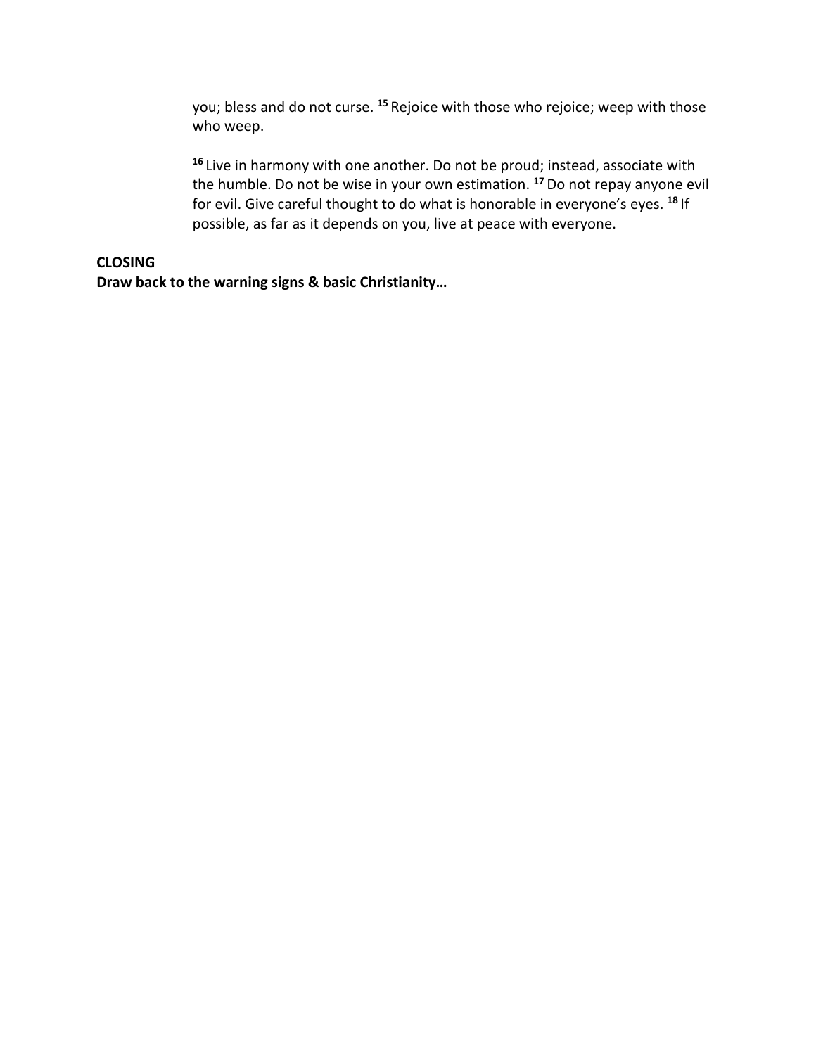you; bless and do not curse. [15] Rejoice with those who rejoice; weep with those who weep.

[16] Live in harmony with one another. Do not be proud; instead, associate with the humble. Do not be wise in your own estimation. [17] Do not repay anyone evil for evil. Give careful thought to do what is honorable in everyone's eyes. [18] If possible, as far as it depends on you, live at peace with everyone.

**CLOSING**

**Draw back to the warning signs & basic Christianity…**